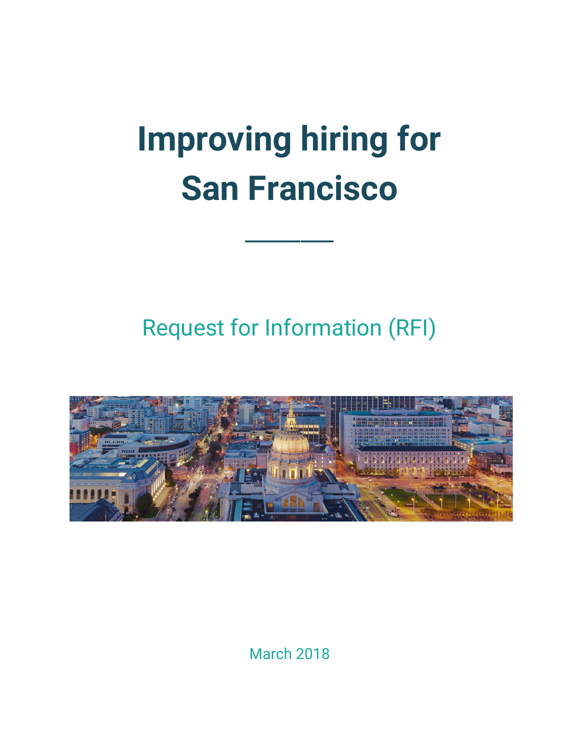# Improving hiring for San Francisco

---

Request for Information (RFI)

March 2018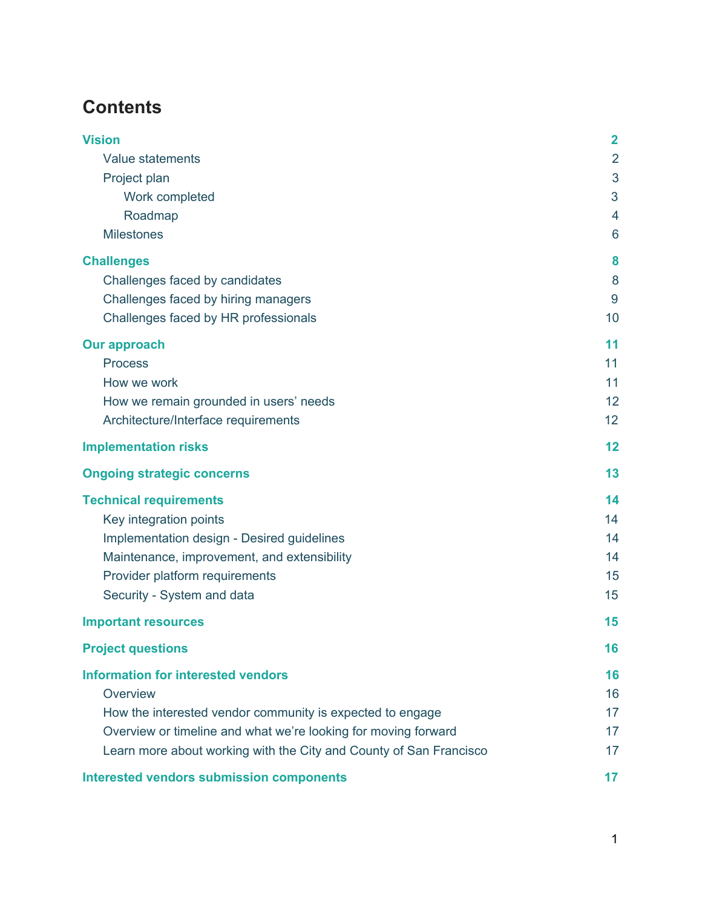# Contents

| | |
|---|---|
| **Vision** | **2** |
| Value statements | 2 |
| Project plan | 3 |
| Work completed | 3 |
| Roadmap | 4 |
| Milestones | 6 |
| **Challenges** | **8** |
| Challenges faced by candidates | 8 |
| Challenges faced by hiring managers | 9 |
| Challenges faced by HR professionals | 10 |
| **Our approach** | **11** |
| Process | 11 |
| How we work | 11 |
| How we remain grounded in users' needs | 12 |
| Architecture/Interface requirements | 12 |
| **Implementation risks** | **12** |
| **Ongoing strategic concerns** | **13** |
| **Technical requirements** | **14** |
| Key integration points | 14 |
| Implementation design - Desired guidelines | 14 |
| Maintenance, improvement, and extensibility | 14 |
| Provider platform requirements | 15 |
| Security - System and data | 15 |
| **Important resources** | **15** |
| **Project questions** | **16** |
| **Information for interested vendors** | **16** |
| Overview | 16 |
| How the interested vendor community is expected to engage | 17 |
| Overview or timeline and what we're looking for moving forward | 17 |
| Learn more about working with the City and County of San Francisco | 17 |
| **Interested vendors submission components** | **17** |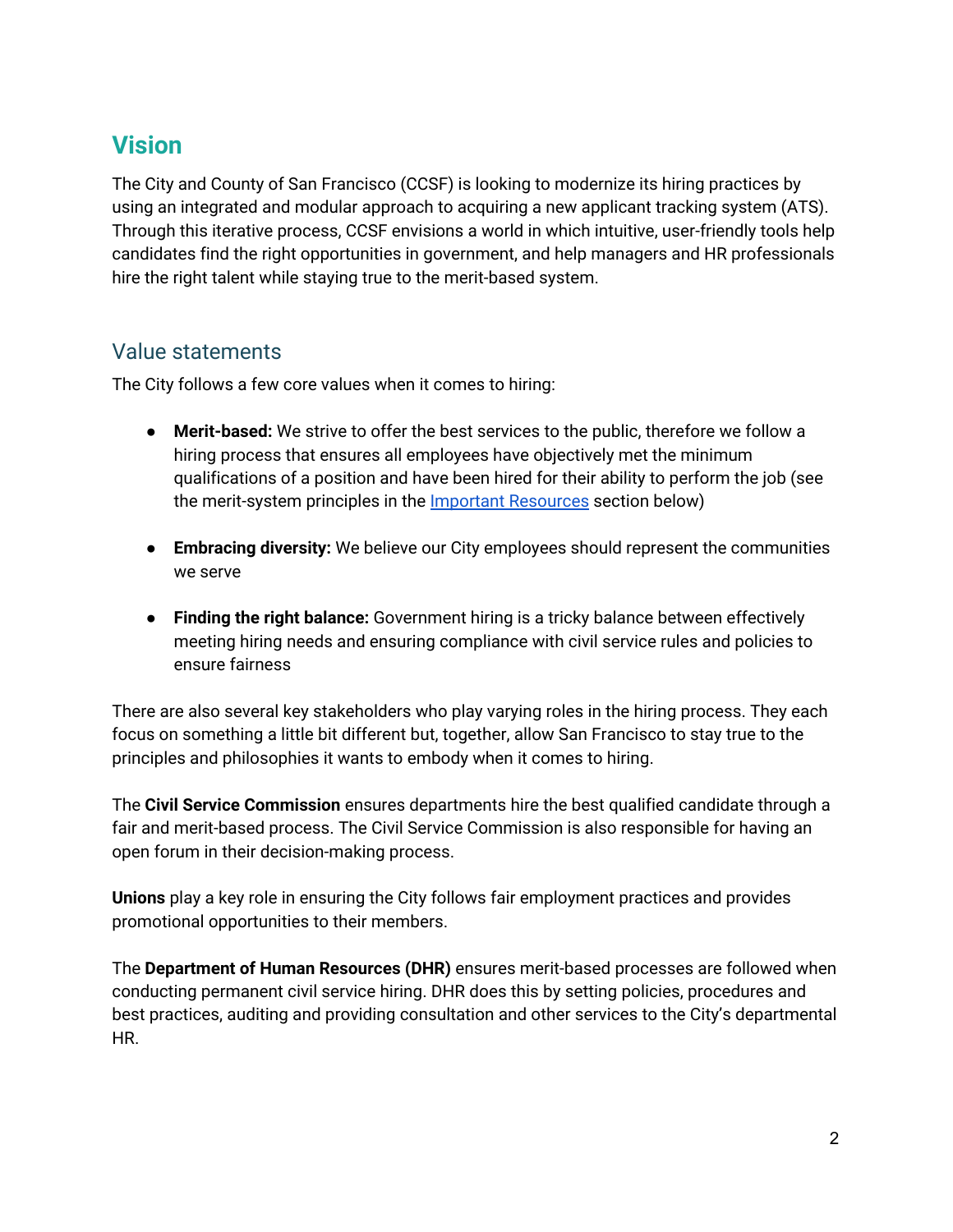## Vision

The City and County of San Francisco (CCSF) is looking to modernize its hiring practices by using an integrated and modular approach to acquiring a new applicant tracking system (ATS). Through this iterative process, CCSF envisions a world in which intuitive, user-friendly tools help candidates find the right opportunities in government, and help managers and HR professionals hire the right talent while staying true to the merit-based system.

### Value statements

The City follows a few core values when it comes to hiring:

- **Merit-based:** We strive to offer the best services to the public, therefore we follow a hiring process that ensures all employees have objectively met the minimum qualifications of a position and have been hired for their ability to perform the job (see the merit-system principles in the Important Resources section below)

- **Embracing diversity:** We believe our City employees should represent the communities we serve

- **Finding the right balance:** Government hiring is a tricky balance between effectively meeting hiring needs and ensuring compliance with civil service rules and policies to ensure fairness

There are also several key stakeholders who play varying roles in the hiring process. They each focus on something a little bit different but, together, allow San Francisco to stay true to the principles and philosophies it wants to embody when it comes to hiring.

The **Civil Service Commission** ensures departments hire the best qualified candidate through a fair and merit-based process. The Civil Service Commission is also responsible for having an open forum in their decision-making process.

**Unions** play a key role in ensuring the City follows fair employment practices and provides promotional opportunities to their members.

The **Department of Human Resources (DHR)** ensures merit-based processes are followed when conducting permanent civil service hiring. DHR does this by setting policies, procedures and best practices, auditing and providing consultation and other services to the City's departmental HR.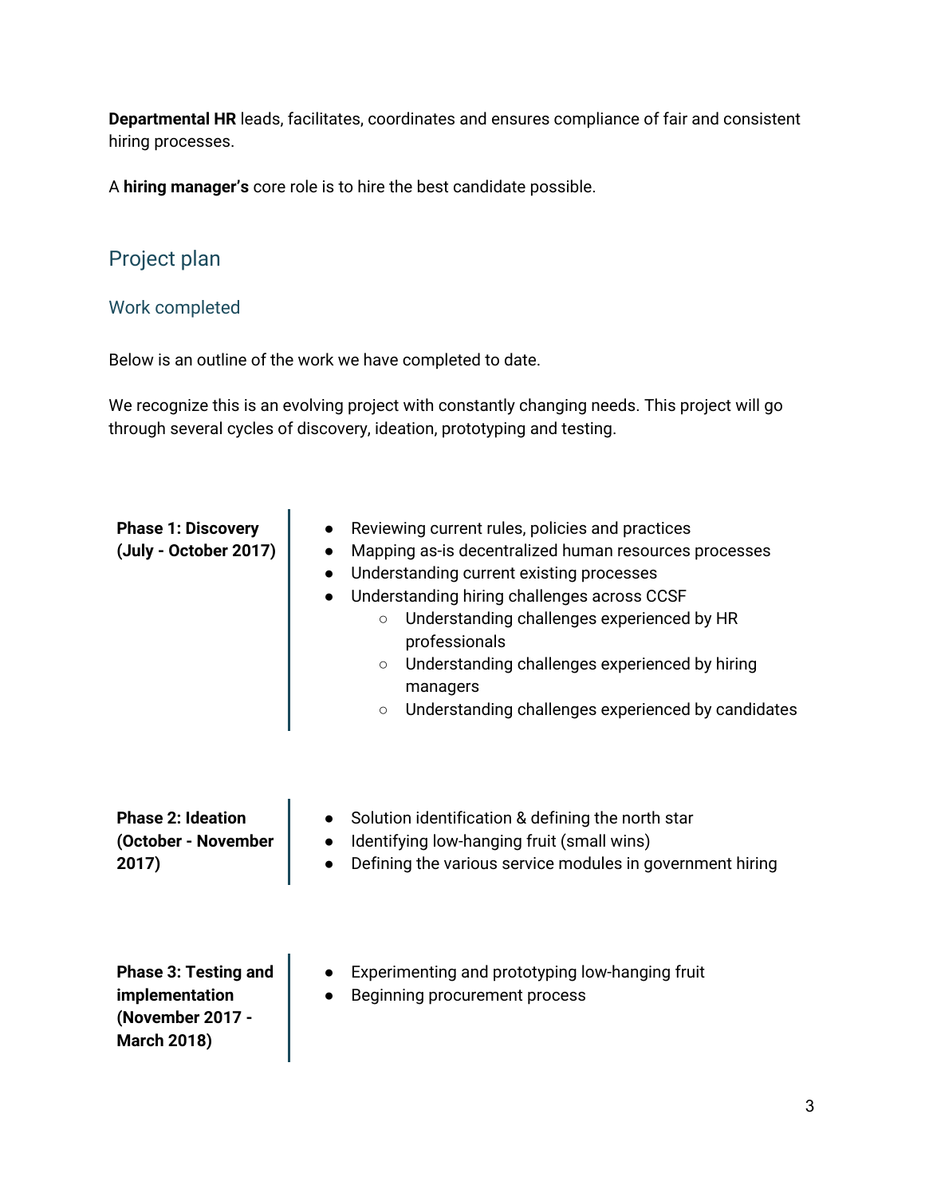**Departmental HR** leads, facilitates, coordinates and ensures compliance of fair and consistent hiring processes.

A **hiring manager's** core role is to hire the best candidate possible.

## Project plan

### Work completed

Below is an outline of the work we have completed to date.

We recognize this is an evolving project with constantly changing needs. This project will go through several cycles of discovery, ideation, prototyping and testing.

**Phase 1: Discovery (July - October 2017)**

- Reviewing current rules, policies and practices
- Mapping as-is decentralized human resources processes
- Understanding current existing processes
- Understanding hiring challenges across CCSF
  - Understanding challenges experienced by HR professionals
  - Understanding challenges experienced by hiring managers
  - Understanding challenges experienced by candidates

**Phase 2: Ideation (October - November 2017)**

- Solution identification & defining the north star
- Identifying low-hanging fruit (small wins)
- Defining the various service modules in government hiring

**Phase 3: Testing and implementation (November 2017 - March 2018)**

- Experimenting and prototyping low-hanging fruit
- Beginning procurement process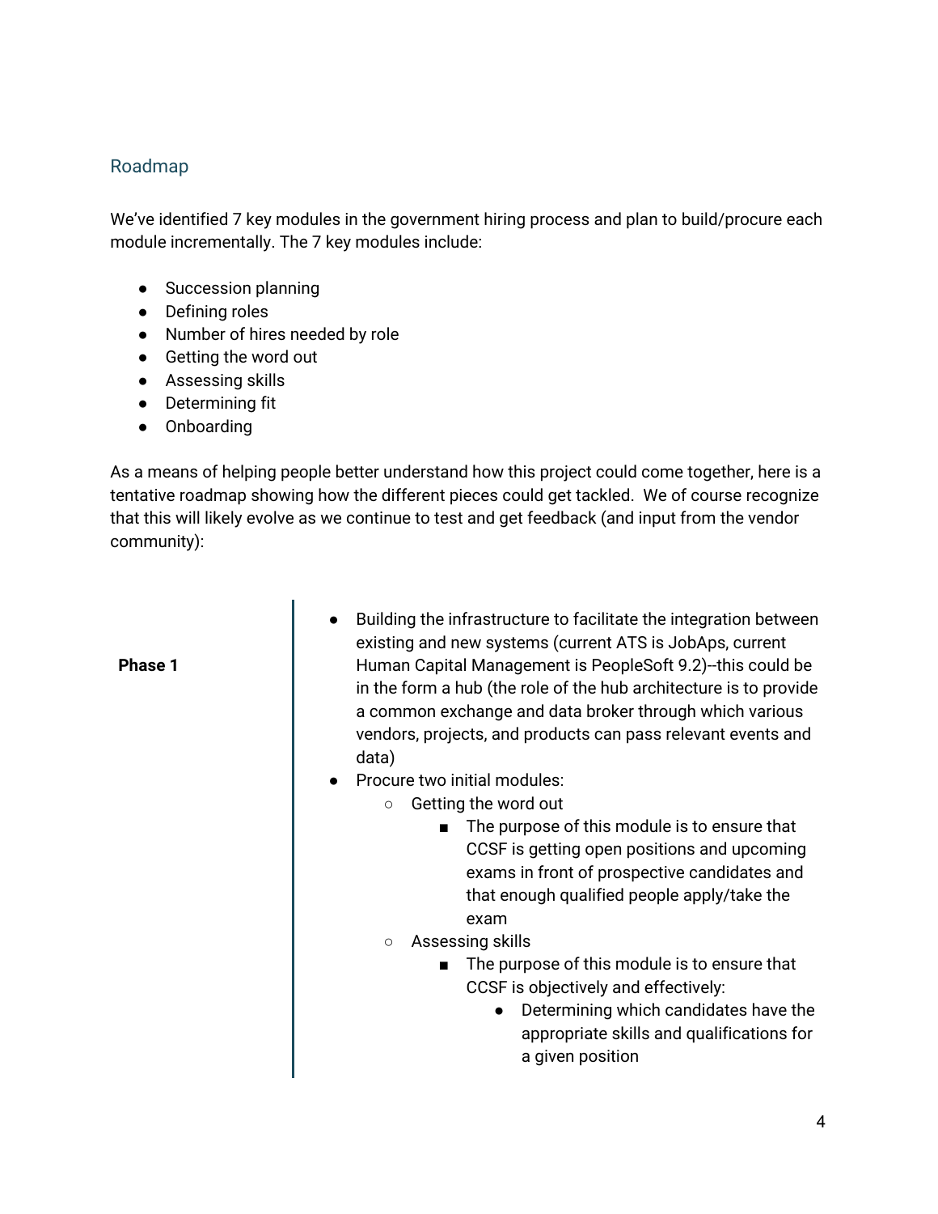## Roadmap

We've identified 7 key modules in the government hiring process and plan to build/procure each module incrementally. The 7 key modules include:

- Succession planning
- Defining roles
- Number of hires needed by role
- Getting the word out
- Assessing skills
- Determining fit
- Onboarding

As a means of helping people better understand how this project could come together, here is a tentative roadmap showing how the different pieces could get tackled. We of course recognize that this will likely evolve as we continue to test and get feedback (and input from the vendor community):

| | |
|---|---|
| **Phase 1** | <ul><li>Building the infrastructure to facilitate the integration between existing and new systems (current ATS is JobAps, current Human Capital Management is PeopleSoft 9.2)--this could be in the form a hub (the role of the hub architecture is to provide a common exchange and data broker through which various vendors, projects, and products can pass relevant events and data)</li><li>Procure two initial modules:<ul><li>Getting the word out<ul><li>The purpose of this module is to ensure that CCSF is getting open positions and upcoming exams in front of prospective candidates and that enough qualified people apply/take the exam</li></ul></li><li>Assessing skills<ul><li>The purpose of this module is to ensure that CCSF is objectively and effectively:<ul><li>Determining which candidates have the appropriate skills and qualifications for a given position</li></ul></li></ul></li></ul></li></ul> |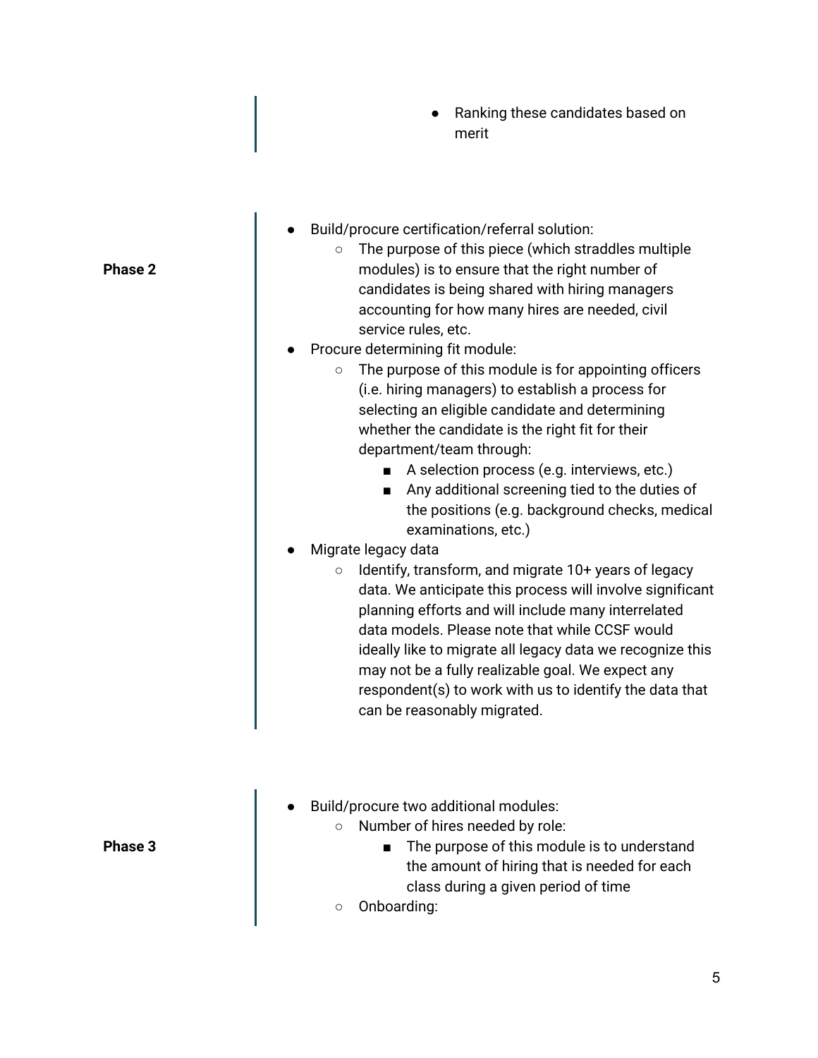|  |  |
|---|---|
|  | ● Ranking these candidates based on merit |
| **Phase 2** | ● Build/procure certification/referral solution:<br>○ The purpose of this piece (which straddles multiple modules) is to ensure that the right number of candidates is being shared with hiring managers accounting for how many hires are needed, civil service rules, etc.<br>● Procure determining fit module:<br>○ The purpose of this module is for appointing officers (i.e. hiring managers) to establish a process for selecting an eligible candidate and determining whether the candidate is the right fit for their department/team through:<br>■ A selection process (e.g. interviews, etc.)<br>■ Any additional screening tied to the duties of the positions (e.g. background checks, medical examinations, etc.)<br>● Migrate legacy data<br>○ Identify, transform, and migrate 10+ years of legacy data. We anticipate this process will involve significant planning efforts and will include many interrelated data models. Please note that while CCSF would ideally like to migrate all legacy data we recognize this may not be a fully realizable goal. We expect any respondent(s) to work with us to identify the data that can be reasonably migrated. |
| **Phase 3** | ● Build/procure two additional modules:<br>○ Number of hires needed by role:<br>■ The purpose of this module is to understand the amount of hiring that is needed for each class during a given period of time<br>○ Onboarding: |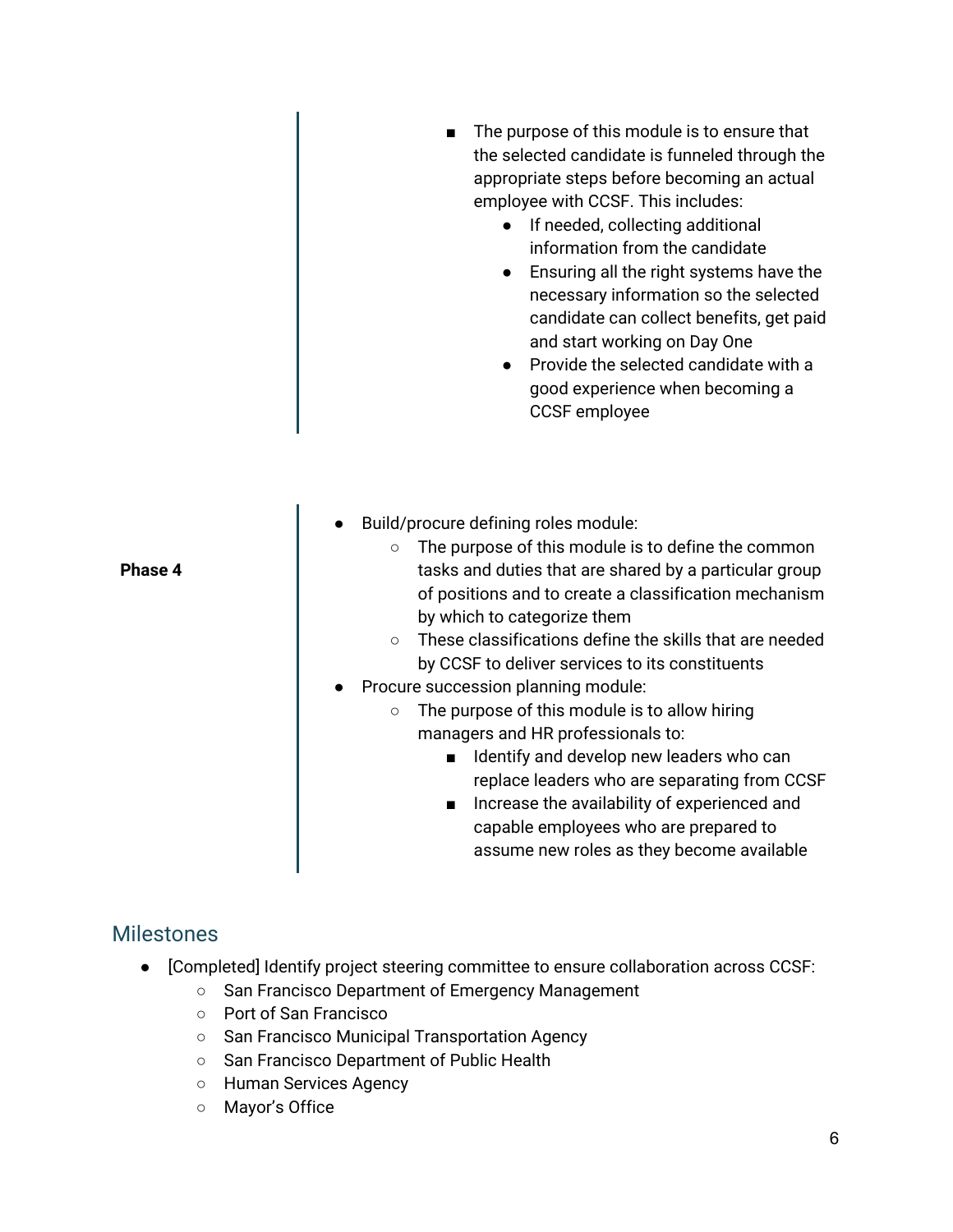- 
  - 
    - The purpose of this module is to ensure that the selected candidate is funneled through the appropriate steps before becoming an actual employee with CCSF. This includes:
      - If needed, collecting additional information from the candidate
      - Ensuring all the right systems have the necessary information so the selected candidate can collect benefits, get paid and start working on Day One
      - Provide the selected candidate with a good experience when becoming a CCSF employee

**Phase 4**

- Build/procure defining roles module:
  - The purpose of this module is to define the common tasks and duties that are shared by a particular group of positions and to create a classification mechanism by which to categorize them
  - These classifications define the skills that are needed by CCSF to deliver services to its constituents
- Procure succession planning module:
  - The purpose of this module is to allow hiring managers and HR professionals to:
    - Identify and develop new leaders who can replace leaders who are separating from CCSF
    - Increase the availability of experienced and capable employees who are prepared to assume new roles as they become available

## Milestones

- [Completed] Identify project steering committee to ensure collaboration across CCSF:
  - San Francisco Department of Emergency Management
  - Port of San Francisco
  - San Francisco Municipal Transportation Agency
  - San Francisco Department of Public Health
  - Human Services Agency
  - Mayor's Office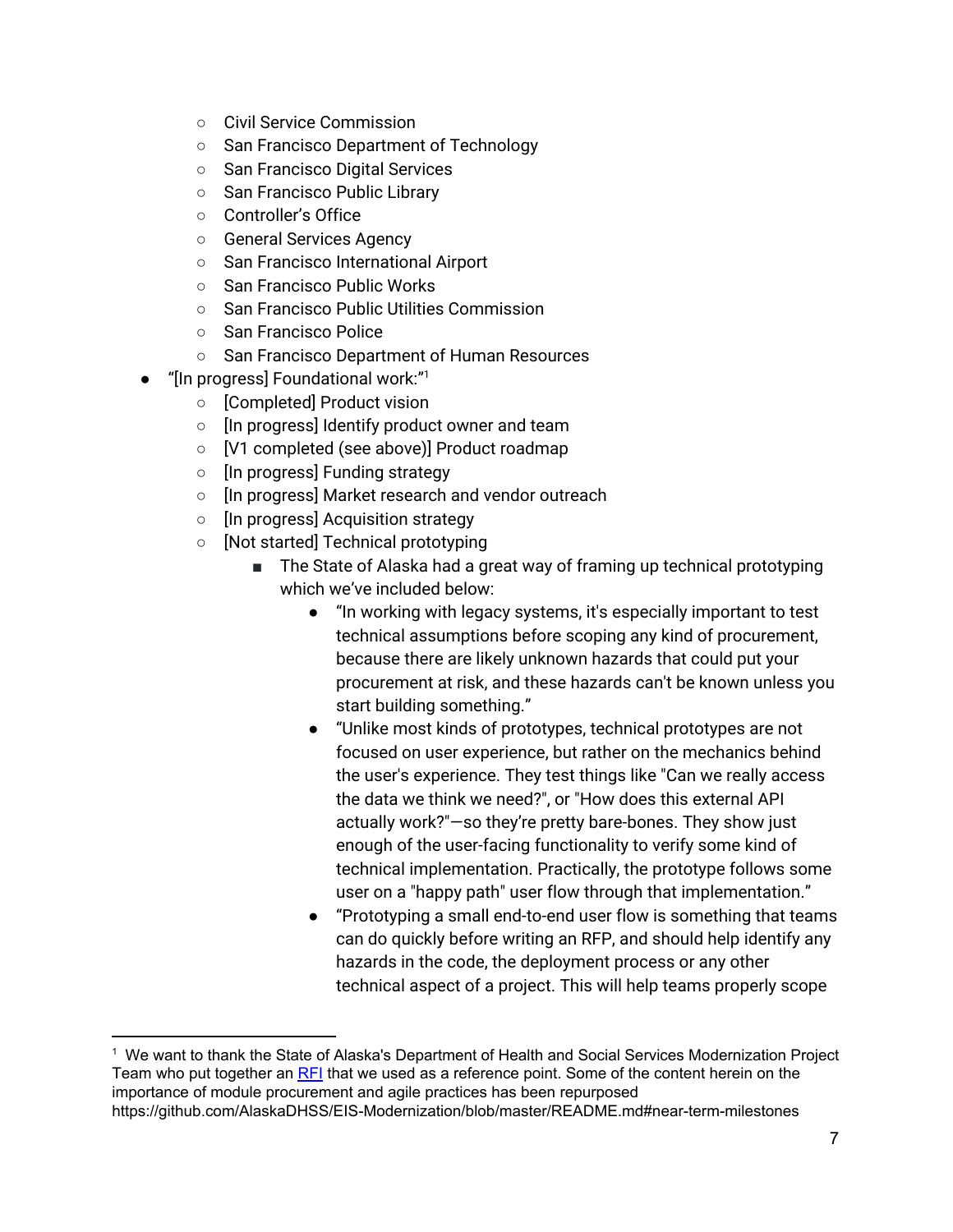- Civil Service Commission
    - San Francisco Department of Technology
    - San Francisco Digital Services
    - San Francisco Public Library
    - Controller's Office
    - General Services Agency
    - San Francisco International Airport
    - San Francisco Public Works
    - San Francisco Public Utilities Commission
    - San Francisco Police
    - San Francisco Department of Human Resources
- "[In progress] Foundational work:"[1]
    - [Completed] Product vision
    - [In progress] Identify product owner and team
    - [V1 completed (see above)] Product roadmap
    - [In progress] Funding strategy
    - [In progress] Market research and vendor outreach
    - [In progress] Acquisition strategy
    - [Not started] Technical prototyping
        - The State of Alaska had a great way of framing up technical prototyping which we've included below:
            - "In working with legacy systems, it's especially important to test technical assumptions before scoping any kind of procurement, because there are likely unknown hazards that could put your procurement at risk, and these hazards can't be known unless you start building something."
            - "Unlike most kinds of prototypes, technical prototypes are not focused on user experience, but rather on the mechanics behind the user's experience. They test things like "Can we really access the data we think we need?", or "How does this external API actually work?"—so they're pretty bare-bones. They show just enough of the user-facing functionality to verify some kind of technical implementation. Practically, the prototype follows some user on a "happy path" user flow through that implementation."
            - "Prototyping a small end-to-end user flow is something that teams can do quickly before writing an RFP, and should help identify any hazards in the code, the deployment process or any other technical aspect of a project. This will help teams properly scope

---

[1] We want to thank the State of Alaska's Department of Health and Social Services Modernization Project Team who put together an RFI that we used as a reference point. Some of the content herein on the importance of module procurement and agile practices has been repurposed https://github.com/AlaskaDHSS/EIS-Modernization/blob/master/README.md#near-term-milestones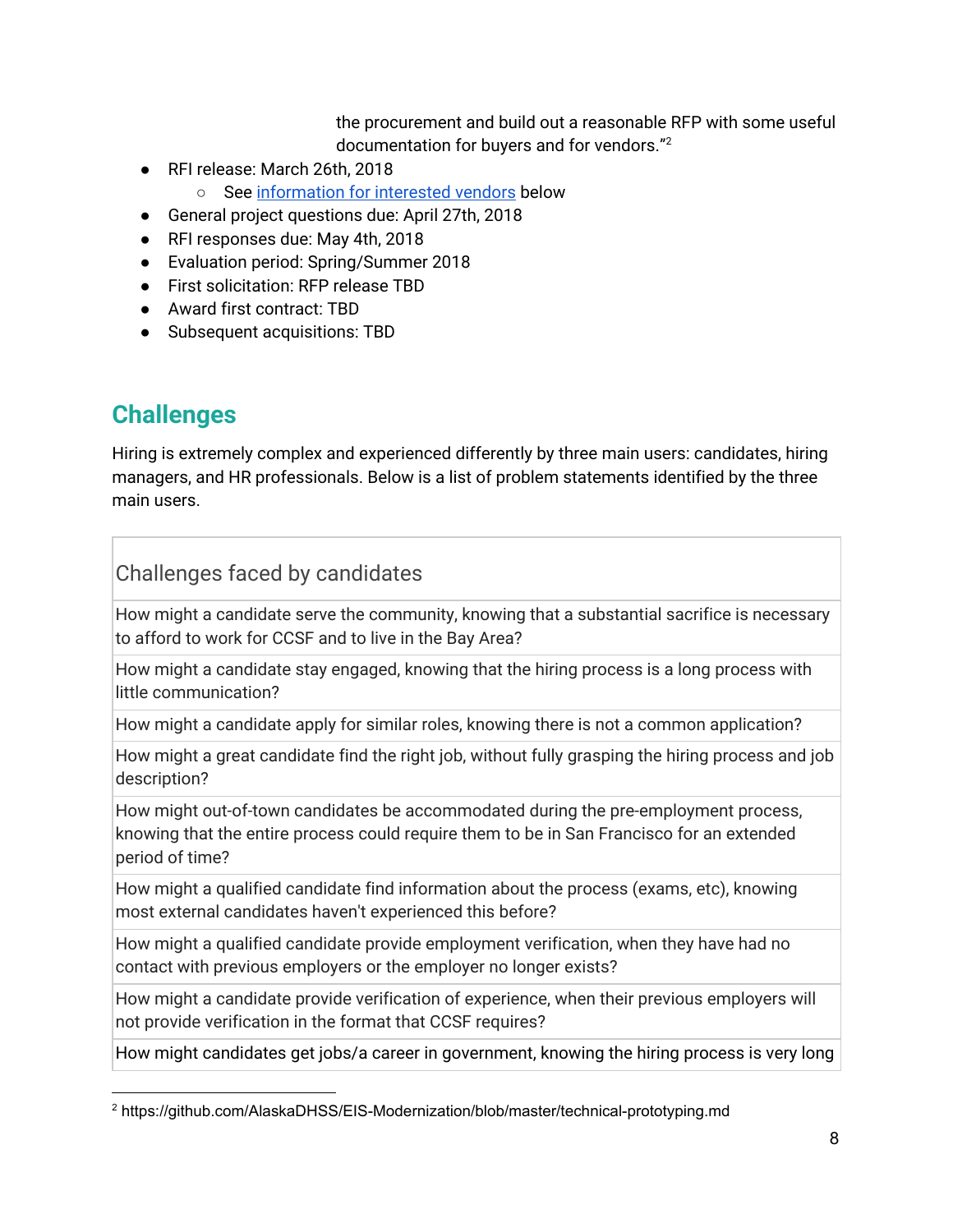the procurement and build out a reasonable RFP with some useful documentation for buyers and for vendors."[2]

- RFI release: March 26th, 2018
  - See information for interested vendors below
- General project questions due: April 27th, 2018
- RFI responses due: May 4th, 2018
- Evaluation period: Spring/Summer 2018
- First solicitation: RFP release TBD
- Award first contract: TBD
- Subsequent acquisitions: TBD

## Challenges

Hiring is extremely complex and experienced differently by three main users: candidates, hiring managers, and HR professionals. Below is a list of problem statements identified by the three main users.

| Challenges faced by candidates |
|---|
| How might a candidate serve the community, knowing that a substantial sacrifice is necessary to afford to work for CCSF and to live in the Bay Area? |
| How might a candidate stay engaged, knowing that the hiring process is a long process with little communication? |
| How might a candidate apply for similar roles, knowing there is not a common application? |
| How might a great candidate find the right job, without fully grasping the hiring process and job description? |
| How might out-of-town candidates be accommodated during the pre-employment process, knowing that the entire process could require them to be in San Francisco for an extended period of time? |
| How might a qualified candidate find information about the process (exams, etc), knowing most external candidates haven't experienced this before? |
| How might a qualified candidate provide employment verification, when they have had no contact with previous employers or the employer no longer exists? |
| How might a candidate provide verification of experience, when their previous employers will not provide verification in the format that CCSF requires? |
| How might candidates get jobs/a career in government, knowing the hiring process is very long |

[2] https://github.com/AlaskaDHSS/EIS-Modernization/blob/master/technical-prototyping.md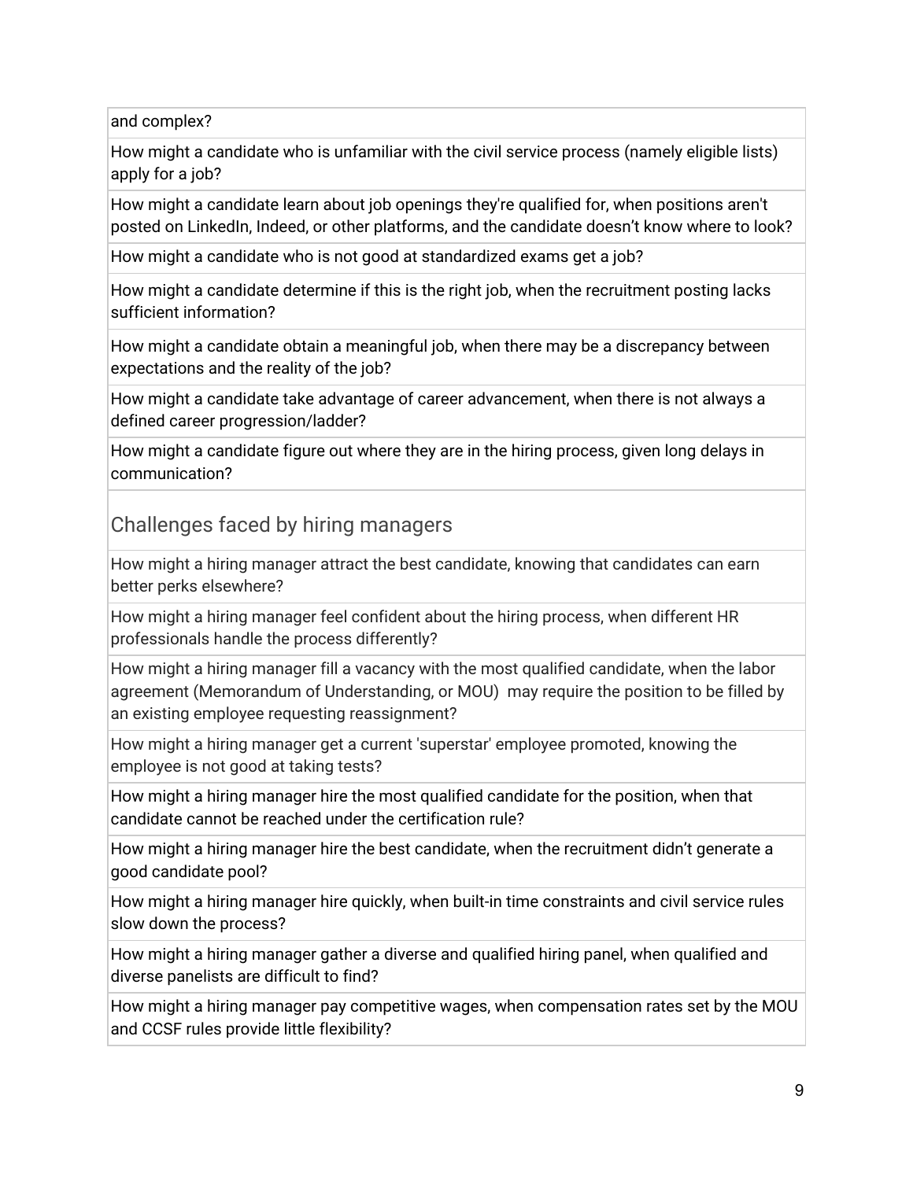| and complex? |
|---|
| How might a candidate who is unfamiliar with the civil service process (namely eligible lists) apply for a job? |
| How might a candidate learn about job openings they're qualified for, when positions aren't posted on LinkedIn, Indeed, or other platforms, and the candidate doesn't know where to look? |
| How might a candidate who is not good at standardized exams get a job? |
| How might a candidate determine if this is the right job, when the recruitment posting lacks sufficient information? |
| How might a candidate obtain a meaningful job, when there may be a discrepancy between expectations and the reality of the job? |
| How might a candidate take advantage of career advancement, when there is not always a defined career progression/ladder? |
| How might a candidate figure out where they are in the hiring process, given long delays in communication? |

## Challenges faced by hiring managers

| |
|---|
| How might a hiring manager attract the best candidate, knowing that candidates can earn better perks elsewhere? |
| How might a hiring manager feel confident about the hiring process, when different HR professionals handle the process differently? |
| How might a hiring manager fill a vacancy with the most qualified candidate, when the labor agreement (Memorandum of Understanding, or MOU) may require the position to be filled by an existing employee requesting reassignment? |
| How might a hiring manager get a current 'superstar' employee promoted, knowing the employee is not good at taking tests? |
| How might a hiring manager hire the most qualified candidate for the position, when that candidate cannot be reached under the certification rule? |
| How might a hiring manager hire the best candidate, when the recruitment didn't generate a good candidate pool? |
| How might a hiring manager hire quickly, when built-in time constraints and civil service rules slow down the process? |
| How might a hiring manager gather a diverse and qualified hiring panel, when qualified and diverse panelists are difficult to find? |
| How might a hiring manager pay competitive wages, when compensation rates set by the MOU and CCSF rules provide little flexibility? |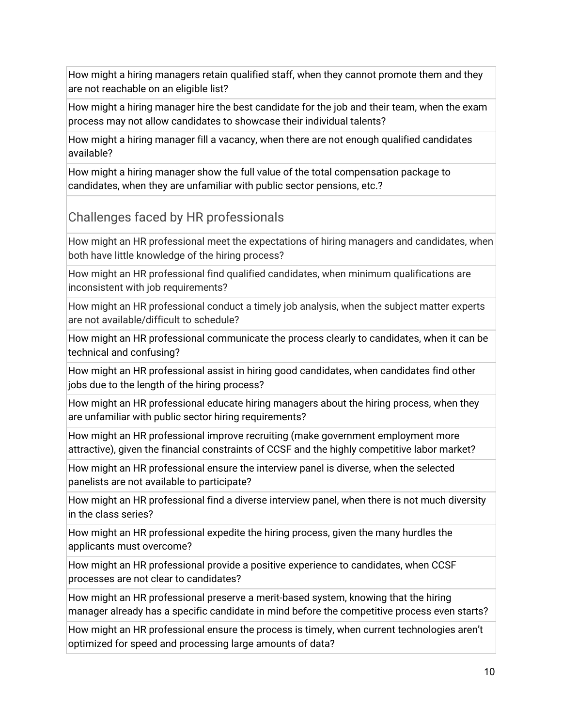| |
|---|
| How might a hiring managers retain qualified staff, when they cannot promote them and they are not reachable on an eligible list? |
| How might a hiring manager hire the best candidate for the job and their team, when the exam process may not allow candidates to showcase their individual talents? |
| How might a hiring manager fill a vacancy, when there are not enough qualified candidates available? |
| How might a hiring manager show the full value of the total compensation package to candidates, when they are unfamiliar with public sector pensions, etc.? |

## Challenges faced by HR professionals

| |
|---|
| How might an HR professional meet the expectations of hiring managers and candidates, when both have little knowledge of the hiring process? |
| How might an HR professional find qualified candidates, when minimum qualifications are inconsistent with job requirements? |
| How might an HR professional conduct a timely job analysis, when the subject matter experts are not available/difficult to schedule? |
| How might an HR professional communicate the process clearly to candidates, when it can be technical and confusing? |
| How might an HR professional assist in hiring good candidates, when candidates find other jobs due to the length of the hiring process? |
| How might an HR professional educate hiring managers about the hiring process, when they are unfamiliar with public sector hiring requirements? |
| How might an HR professional improve recruiting (make government employment more attractive), given the financial constraints of CCSF and the highly competitive labor market? |
| How might an HR professional ensure the interview panel is diverse, when the selected panelists are not available to participate? |
| How might an HR professional find a diverse interview panel, when there is not much diversity in the class series? |
| How might an HR professional expedite the hiring process, given the many hurdles the applicants must overcome? |
| How might an HR professional provide a positive experience to candidates, when CCSF processes are not clear to candidates? |
| How might an HR professional preserve a merit-based system, knowing that the hiring manager already has a specific candidate in mind before the competitive process even starts? |
| How might an HR professional ensure the process is timely, when current technologies aren't optimized for speed and processing large amounts of data? |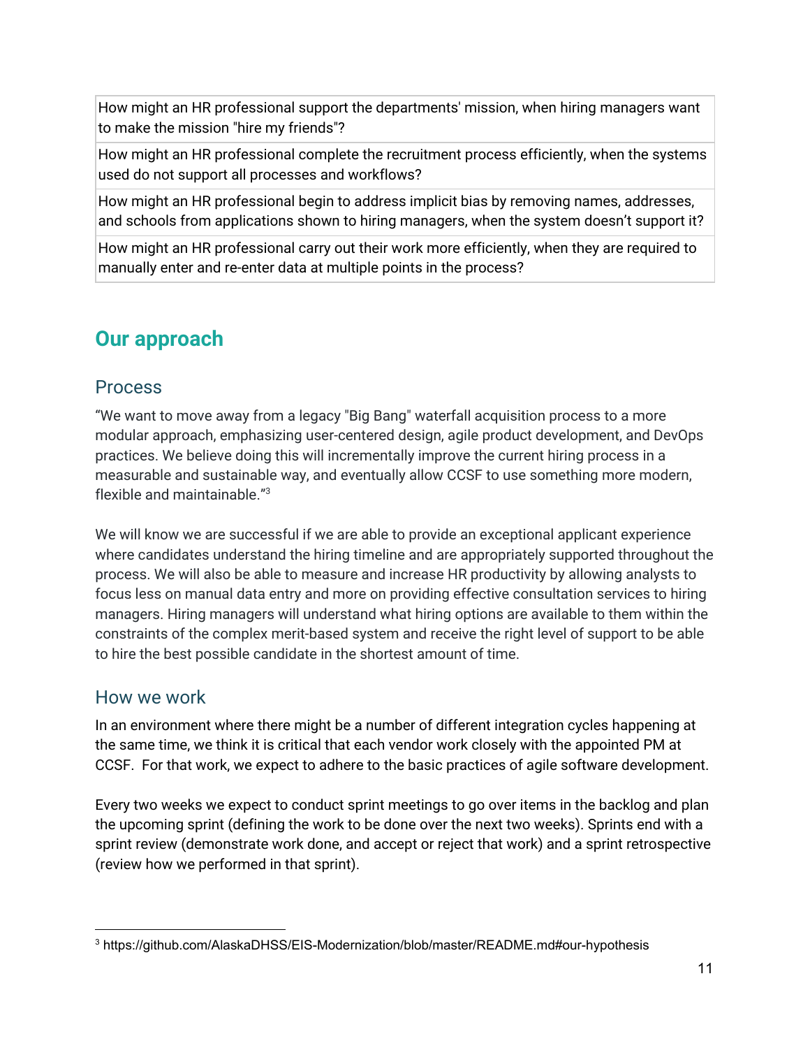| How might an HR professional support the departments' mission, when hiring managers want to make the mission "hire my friends"? |
|---|
| How might an HR professional complete the recruitment process efficiently, when the systems used do not support all processes and workflows? |
| How might an HR professional begin to address implicit bias by removing names, addresses, and schools from applications shown to hiring managers, when the system doesn't support it? |
| How might an HR professional carry out their work more efficiently, when they are required to manually enter and re-enter data at multiple points in the process? |

## Our approach

### Process

"We want to move away from a legacy "Big Bang" waterfall acquisition process to a more modular approach, emphasizing user-centered design, agile product development, and DevOps practices. We believe doing this will incrementally improve the current hiring process in a measurable and sustainable way, and eventually allow CCSF to use something more modern, flexible and maintainable."[3]

We will know we are successful if we are able to provide an exceptional applicant experience where candidates understand the hiring timeline and are appropriately supported throughout the process. We will also be able to measure and increase HR productivity by allowing analysts to focus less on manual data entry and more on providing effective consultation services to hiring managers. Hiring managers will understand what hiring options are available to them within the constraints of the complex merit-based system and receive the right level of support to be able to hire the best possible candidate in the shortest amount of time.

### How we work

In an environment where there might be a number of different integration cycles happening at the same time, we think it is critical that each vendor work closely with the appointed PM at CCSF. For that work, we expect to adhere to the basic practices of agile software development.

Every two weeks we expect to conduct sprint meetings to go over items in the backlog and plan the upcoming sprint (defining the work to be done over the next two weeks). Sprints end with a sprint review (demonstrate work done, and accept or reject that work) and a sprint retrospective (review how we performed in that sprint).

[3] https://github.com/AlaskaDHSS/EIS-Modernization/blob/master/README.md#our-hypothesis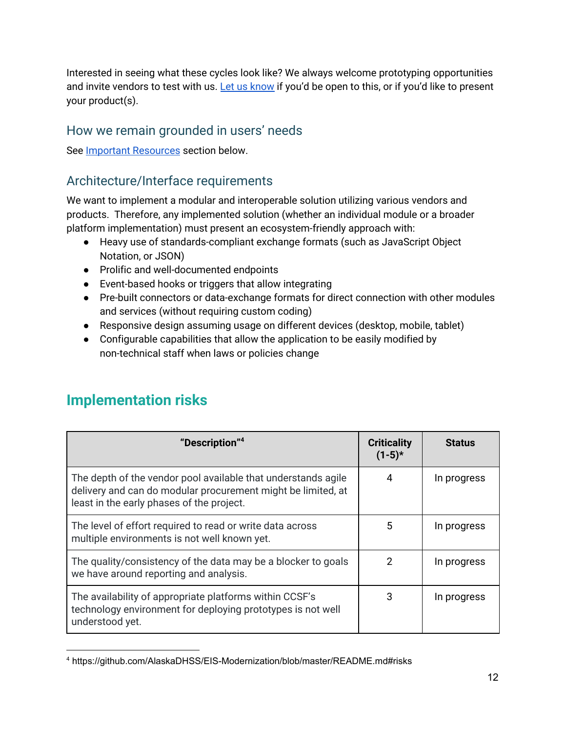Interested in seeing what these cycles look like? We always welcome prototyping opportunities and invite vendors to test with us. Let us know if you'd be open to this, or if you'd like to present your product(s).

### How we remain grounded in users' needs

See Important Resources section below.

### Architecture/Interface requirements

We want to implement a modular and interoperable solution utilizing various vendors and products. Therefore, any implemented solution (whether an individual module or a broader platform implementation) must present an ecosystem-friendly approach with:

- Heavy use of standards-compliant exchange formats (such as JavaScript Object Notation, or JSON)
- Prolific and well-documented endpoints
- Event-based hooks or triggers that allow integrating
- Pre-built connectors or data-exchange formats for direct connection with other modules and services (without requiring custom coding)
- Responsive design assuming usage on different devices (desktop, mobile, tablet)
- Configurable capabilities that allow the application to be easily modified by non-technical staff when laws or policies change

## Implementation risks

| "Description"[4] | Criticality (1-5)* | Status |
|---|---|---|
| The depth of the vendor pool available that understands agile delivery and can do modular procurement might be limited, at least in the early phases of the project. | 4 | In progress |
| The level of effort required to read or write data across multiple environments is not well known yet. | 5 | In progress |
| The quality/consistency of the data may be a blocker to goals we have around reporting and analysis. | 2 | In progress |
| The availability of appropriate platforms within CCSF's technology environment for deploying prototypes is not well understood yet. | 3 | In progress |

[4] https://github.com/AlaskaDHSS/EIS-Modernization/blob/master/README.md#risks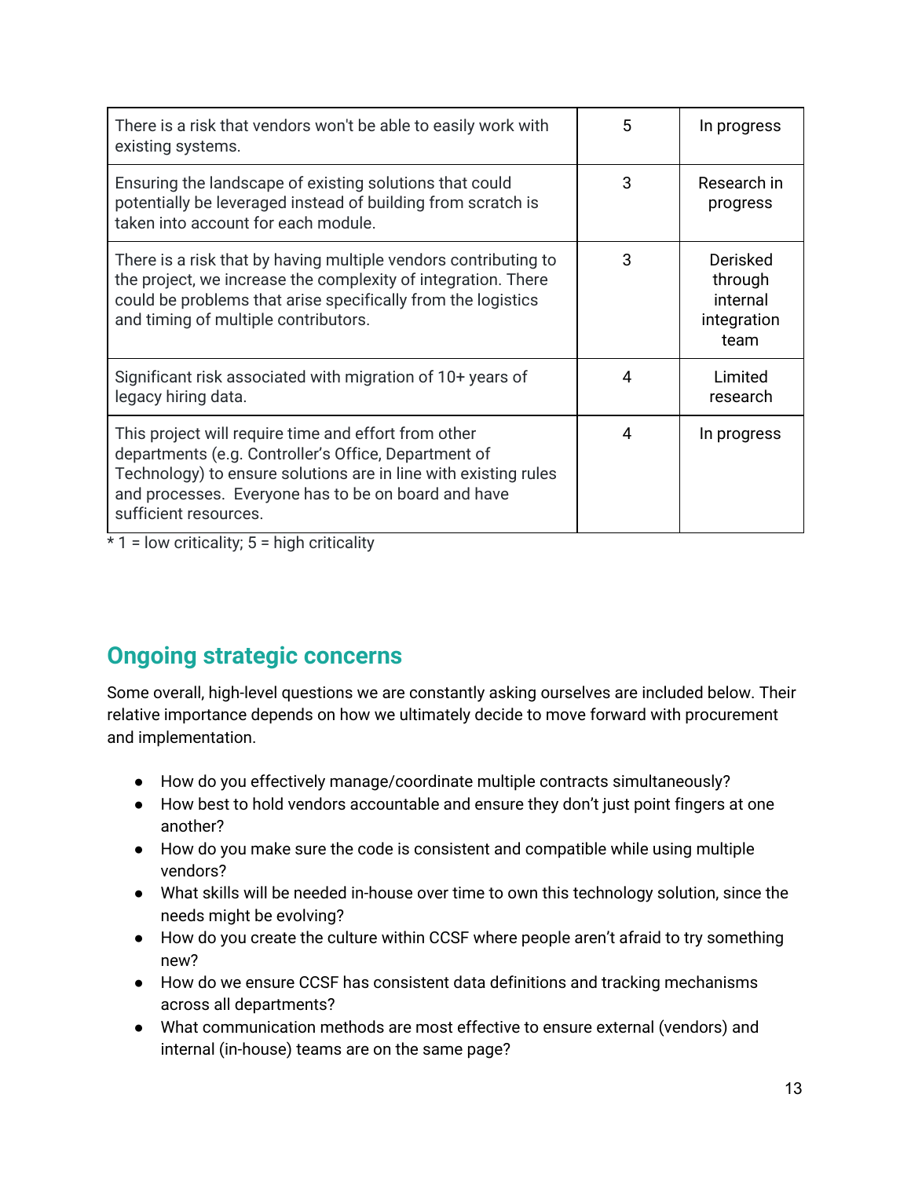| | | |
|---|---|---|
| There is a risk that vendors won't be able to easily work with existing systems. | 5 | In progress |
| Ensuring the landscape of existing solutions that could potentially be leveraged instead of building from scratch is taken into account for each module. | 3 | Research in progress |
| There is a risk that by having multiple vendors contributing to the project, we increase the complexity of integration. There could be problems that arise specifically from the logistics and timing of multiple contributors. | 3 | Derisked through internal integration team |
| Significant risk associated with migration of 10+ years of legacy hiring data. | 4 | Limited research |
| This project will require time and effort from other departments (e.g. Controller's Office, Department of Technology) to ensure solutions are in line with existing rules and processes. Everyone has to be on board and have sufficient resources. | 4 | In progress |

* 1 = low criticality; 5 = high criticality

## Ongoing strategic concerns

Some overall, high-level questions we are constantly asking ourselves are included below. Their relative importance depends on how we ultimately decide to move forward with procurement and implementation.

- How do you effectively manage/coordinate multiple contracts simultaneously?
- How best to hold vendors accountable and ensure they don't just point fingers at one another?
- How do you make sure the code is consistent and compatible while using multiple vendors?
- What skills will be needed in-house over time to own this technology solution, since the needs might be evolving?
- How do you create the culture within CCSF where people aren't afraid to try something new?
- How do we ensure CCSF has consistent data definitions and tracking mechanisms across all departments?
- What communication methods are most effective to ensure external (vendors) and internal (in-house) teams are on the same page?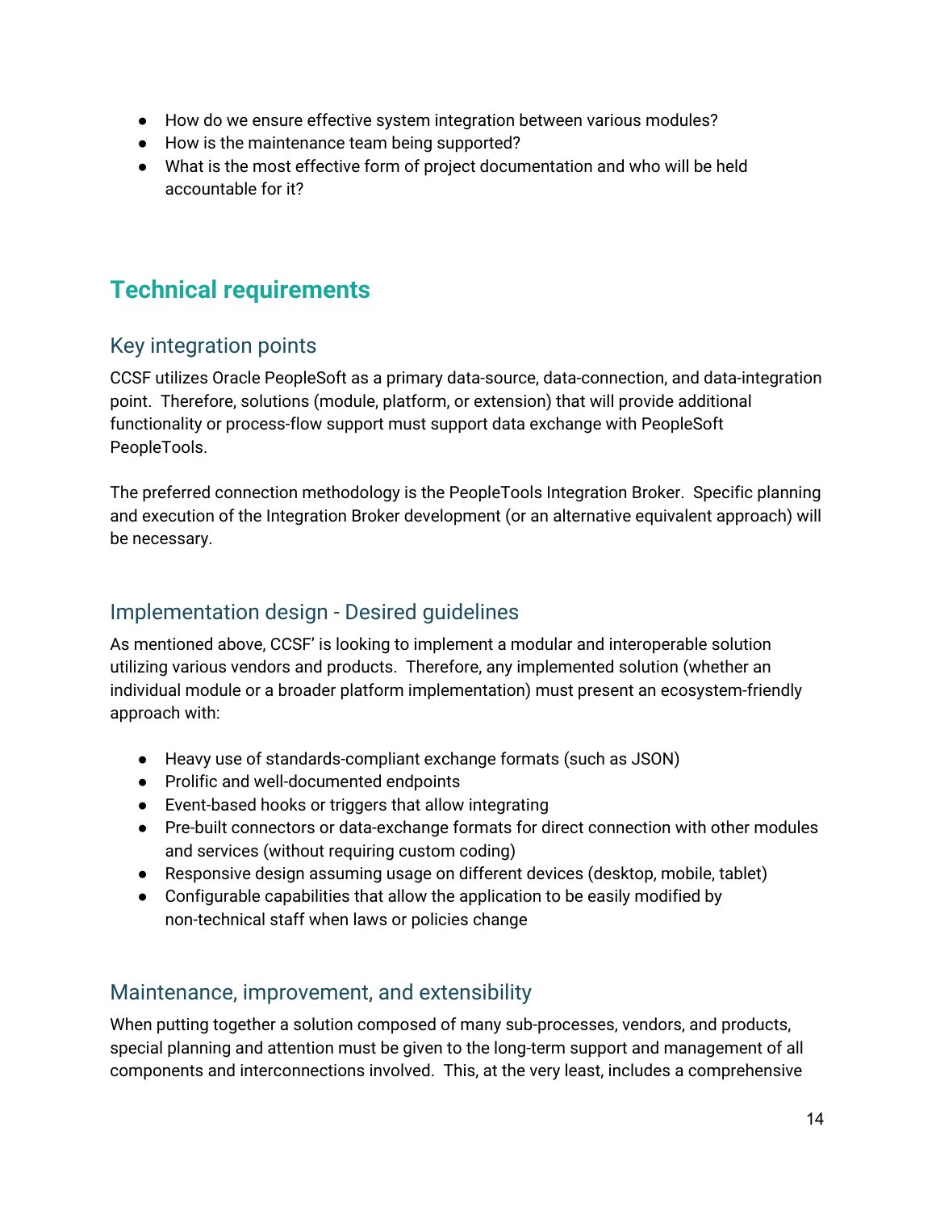- How do we ensure effective system integration between various modules?
- How is the maintenance team being supported?
- What is the most effective form of project documentation and who will be held accountable for it?

## Technical requirements

### Key integration points

CCSF utilizes Oracle PeopleSoft as a primary data-source, data-connection, and data-integration point. Therefore, solutions (module, platform, or extension) that will provide additional functionality or process-flow support must support data exchange with PeopleSoft PeopleTools.

The preferred connection methodology is the PeopleTools Integration Broker. Specific planning and execution of the Integration Broker development (or an alternative equivalent approach) will be necessary.

### Implementation design - Desired guidelines

As mentioned above, CCSF' is looking to implement a modular and interoperable solution utilizing various vendors and products. Therefore, any implemented solution (whether an individual module or a broader platform implementation) must present an ecosystem-friendly approach with:

- Heavy use of standards-compliant exchange formats (such as JSON)
- Prolific and well-documented endpoints
- Event-based hooks or triggers that allow integrating
- Pre-built connectors or data-exchange formats for direct connection with other modules and services (without requiring custom coding)
- Responsive design assuming usage on different devices (desktop, mobile, tablet)
- Configurable capabilities that allow the application to be easily modified by non-technical staff when laws or policies change

### Maintenance, improvement, and extensibility

When putting together a solution composed of many sub-processes, vendors, and products, special planning and attention must be given to the long-term support and management of all components and interconnections involved. This, at the very least, includes a comprehensive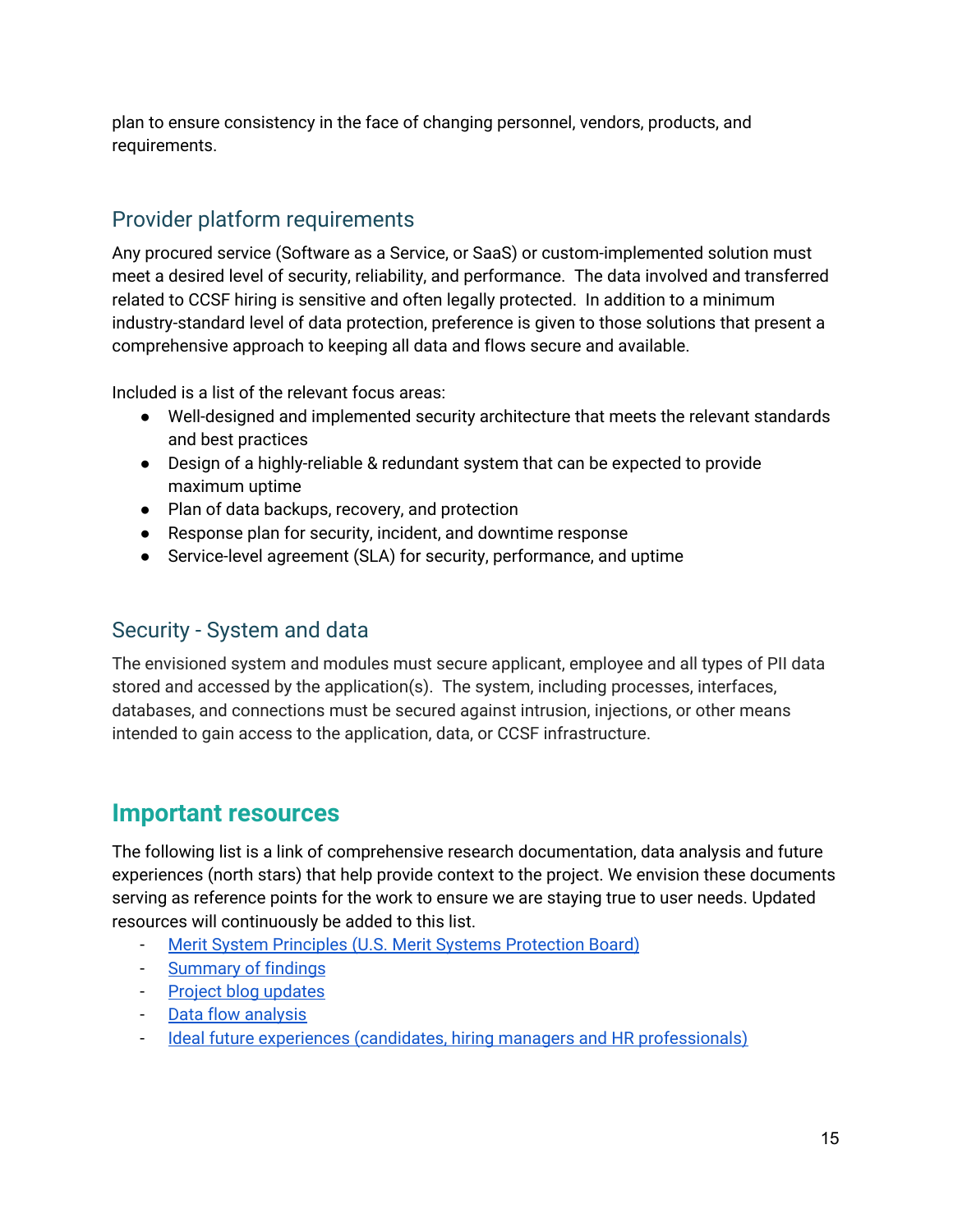plan to ensure consistency in the face of changing personnel, vendors, products, and requirements.

### Provider platform requirements

Any procured service (Software as a Service, or SaaS) or custom-implemented solution must meet a desired level of security, reliability, and performance. The data involved and transferred related to CCSF hiring is sensitive and often legally protected. In addition to a minimum industry-standard level of data protection, preference is given to those solutions that present a comprehensive approach to keeping all data and flows secure and available.

Included is a list of the relevant focus areas:

- Well-designed and implemented security architecture that meets the relevant standards and best practices
- Design of a highly-reliable & redundant system that can be expected to provide maximum uptime
- Plan of data backups, recovery, and protection
- Response plan for security, incident, and downtime response
- Service-level agreement (SLA) for security, performance, and uptime

### Security - System and data

The envisioned system and modules must secure applicant, employee and all types of PII data stored and accessed by the application(s). The system, including processes, interfaces, databases, and connections must be secured against intrusion, injections, or other means intended to gain access to the application, data, or CCSF infrastructure.

## Important resources

The following list is a link of comprehensive research documentation, data analysis and future experiences (north stars) that help provide context to the project. We envision these documents serving as reference points for the work to ensure we are staying true to user needs. Updated resources will continuously be added to this list.

- Merit System Principles (U.S. Merit Systems Protection Board)
- Summary of findings
- Project blog updates
- Data flow analysis
- Ideal future experiences (candidates, hiring managers and HR professionals)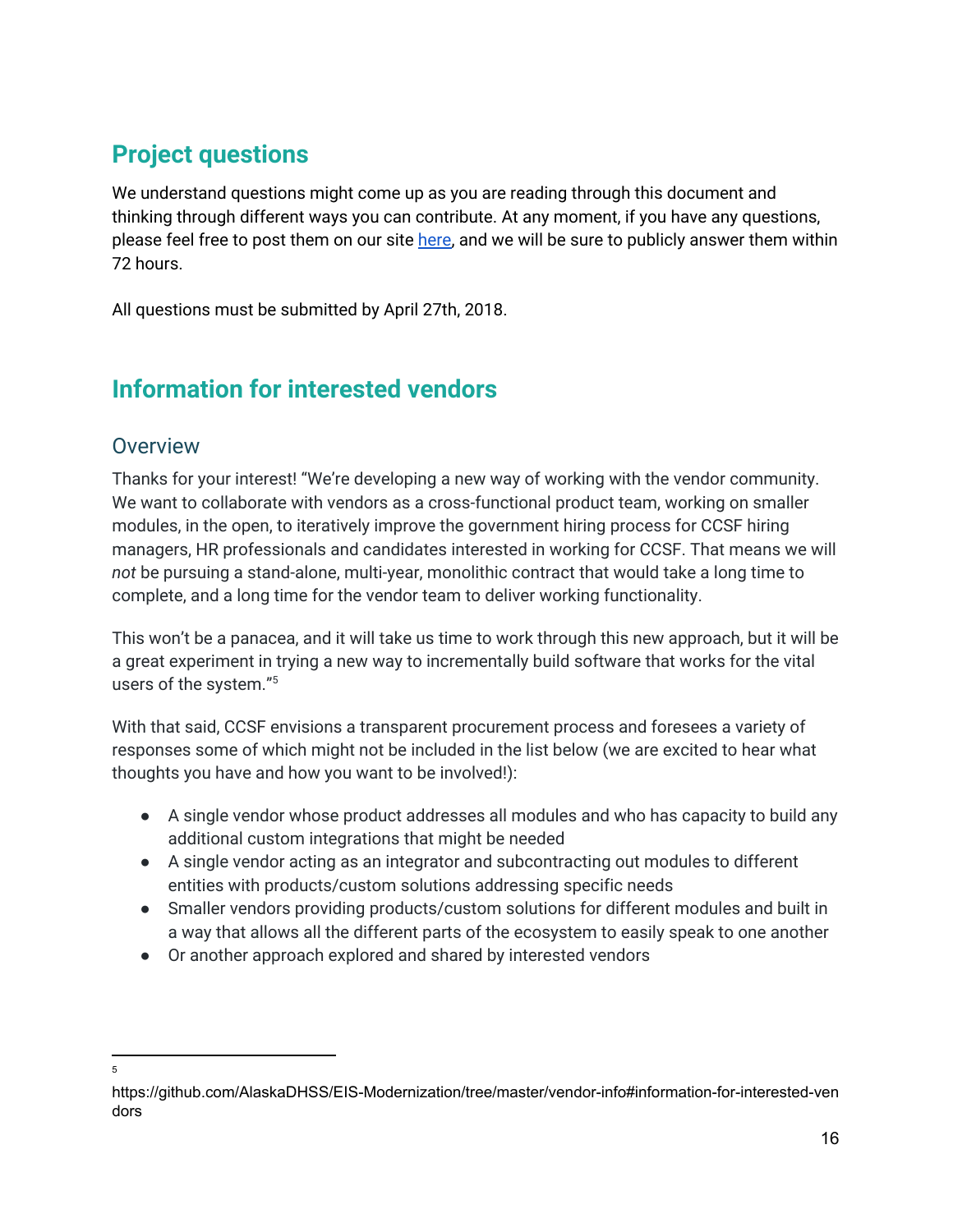## Project questions

We understand questions might come up as you are reading through this document and thinking through different ways you can contribute. At any moment, if you have any questions, please feel free to post them on our site [here](), and we will be sure to publicly answer them within 72 hours.

All questions must be submitted by April 27th, 2018.

## Information for interested vendors

### Overview

Thanks for your interest! "We're developing a new way of working with the vendor community. We want to collaborate with vendors as a cross-functional product team, working on smaller modules, in the open, to iteratively improve the government hiring process for CCSF hiring managers, HR professionals and candidates interested in working for CCSF. That means we will *not* be pursuing a stand-alone, multi-year, monolithic contract that would take a long time to complete, and a long time for the vendor team to deliver working functionality.

This won't be a panacea, and it will take us time to work through this new approach, but it will be a great experiment in trying a new way to incrementally build software that works for the vital users of the system."[5]

With that said, CCSF envisions a transparent procurement process and foresees a variety of responses some of which might not be included in the list below (we are excited to hear what thoughts you have and how you want to be involved!):

- A single vendor whose product addresses all modules and who has capacity to build any additional custom integrations that might be needed
- A single vendor acting as an integrator and subcontracting out modules to different entities with products/custom solutions addressing specific needs
- Smaller vendors providing products/custom solutions for different modules and built in a way that allows all the different parts of the ecosystem to easily speak to one another
- Or another approach explored and shared by interested vendors

---

[5] https://github.com/AlaskaDHSS/EIS-Modernization/tree/master/vendor-info#information-for-interested-vendors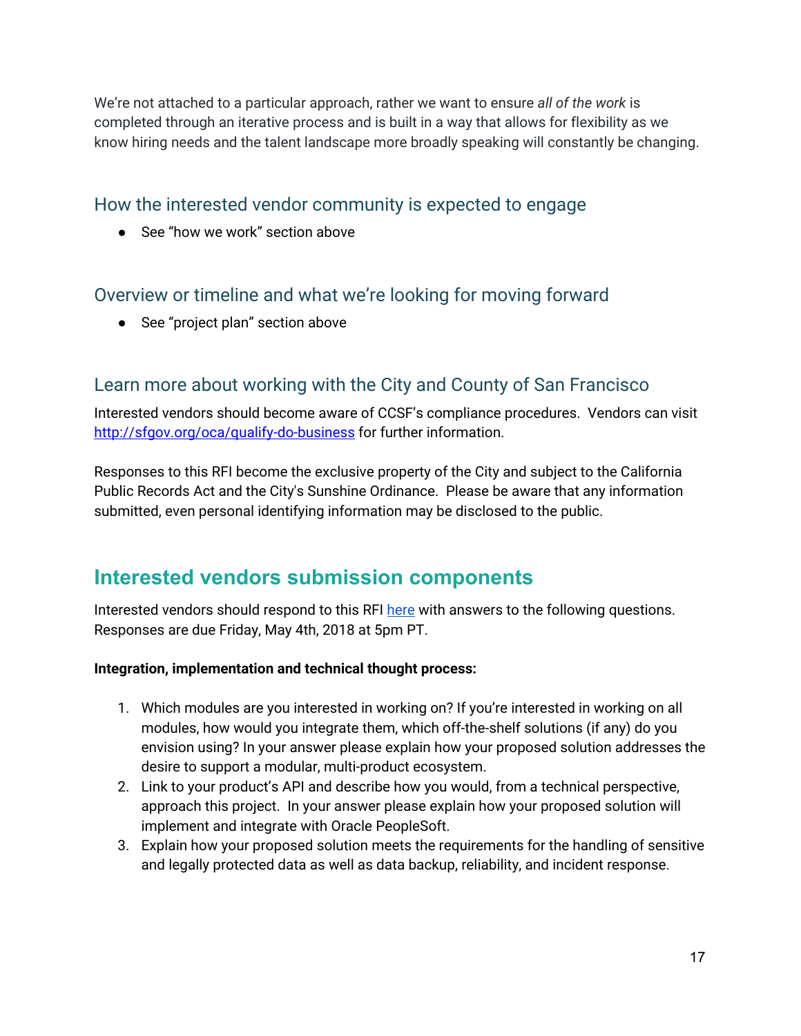We're not attached to a particular approach, rather we want to ensure *all of the work* is completed through an iterative process and is built in a way that allows for flexibility as we know hiring needs and the talent landscape more broadly speaking will constantly be changing.

### How the interested vendor community is expected to engage

- See "how we work" section above

### Overview or timeline and what we're looking for moving forward

- See "project plan" section above

### Learn more about working with the City and County of San Francisco

Interested vendors should become aware of CCSF's compliance procedures. Vendors can visit [http://sfgov.org/oca/qualify-do-business](http://sfgov.org/oca/qualify-do-business) for further information.

Responses to this RFI become the exclusive property of the City and subject to the California Public Records Act and the City's Sunshine Ordinance. Please be aware that any information submitted, even personal identifying information may be disclosed to the public.

## Interested vendors submission components

Interested vendors should respond to this RFI here with answers to the following questions. Responses are due Friday, May 4th, 2018 at 5pm PT.

**Integration, implementation and technical thought process:**

1. Which modules are you interested in working on? If you're interested in working on all modules, how would you integrate them, which off-the-shelf solutions (if any) do you envision using? In your answer please explain how your proposed solution addresses the desire to support a modular, multi-product ecosystem.
2. Link to your product's API and describe how you would, from a technical perspective, approach this project. In your answer please explain how your proposed solution will implement and integrate with Oracle PeopleSoft.
3. Explain how your proposed solution meets the requirements for the handling of sensitive and legally protected data as well as data backup, reliability, and incident response.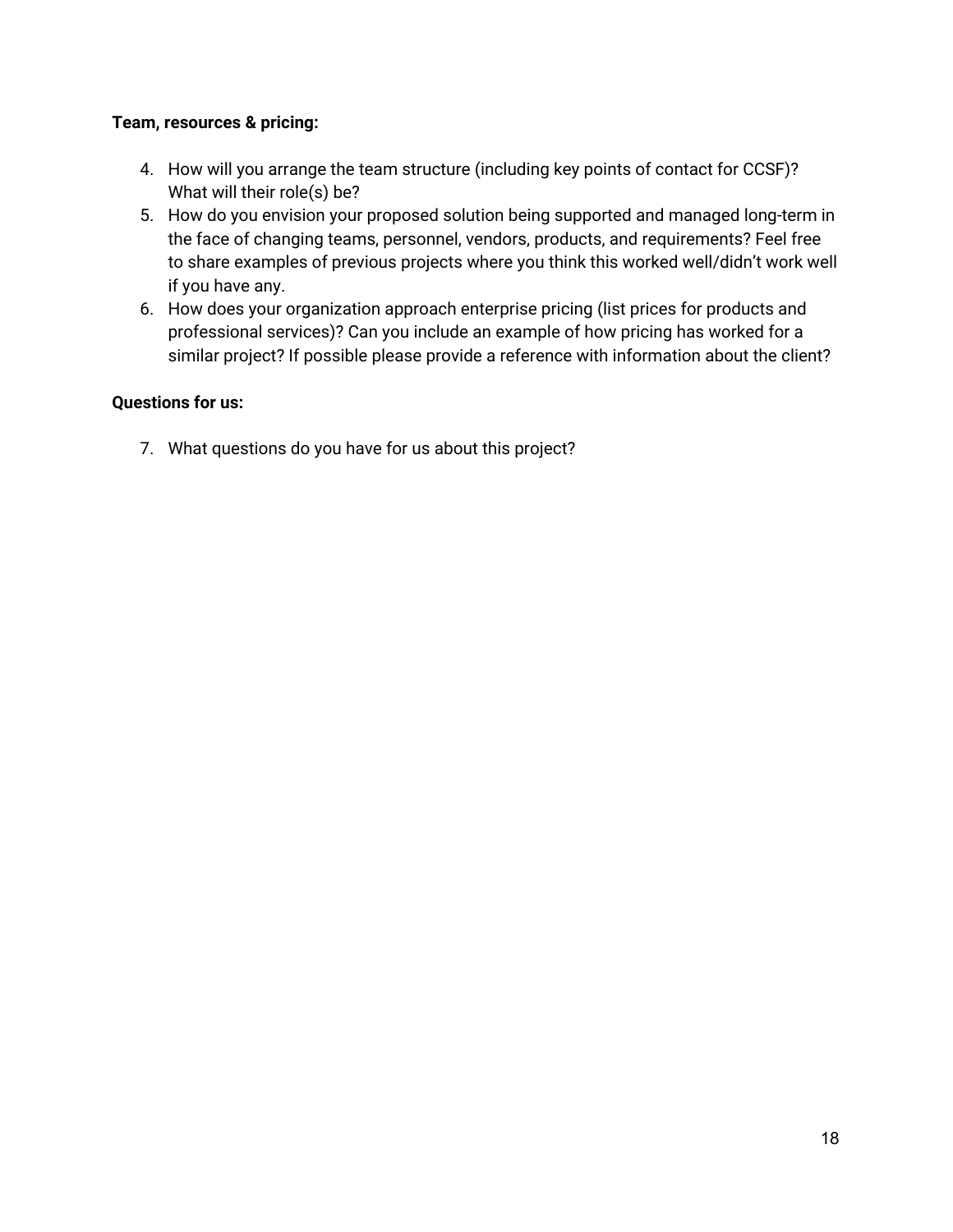**Team, resources & pricing:**

4. How will you arrange the team structure (including key points of contact for CCSF)? What will their role(s) be?
5. How do you envision your proposed solution being supported and managed long-term in the face of changing teams, personnel, vendors, products, and requirements? Feel free to share examples of previous projects where you think this worked well/didn't work well if you have any.
6. How does your organization approach enterprise pricing (list prices for products and professional services)? Can you include an example of how pricing has worked for a similar project? If possible please provide a reference with information about the client?

**Questions for us:**

7. What questions do you have for us about this project?